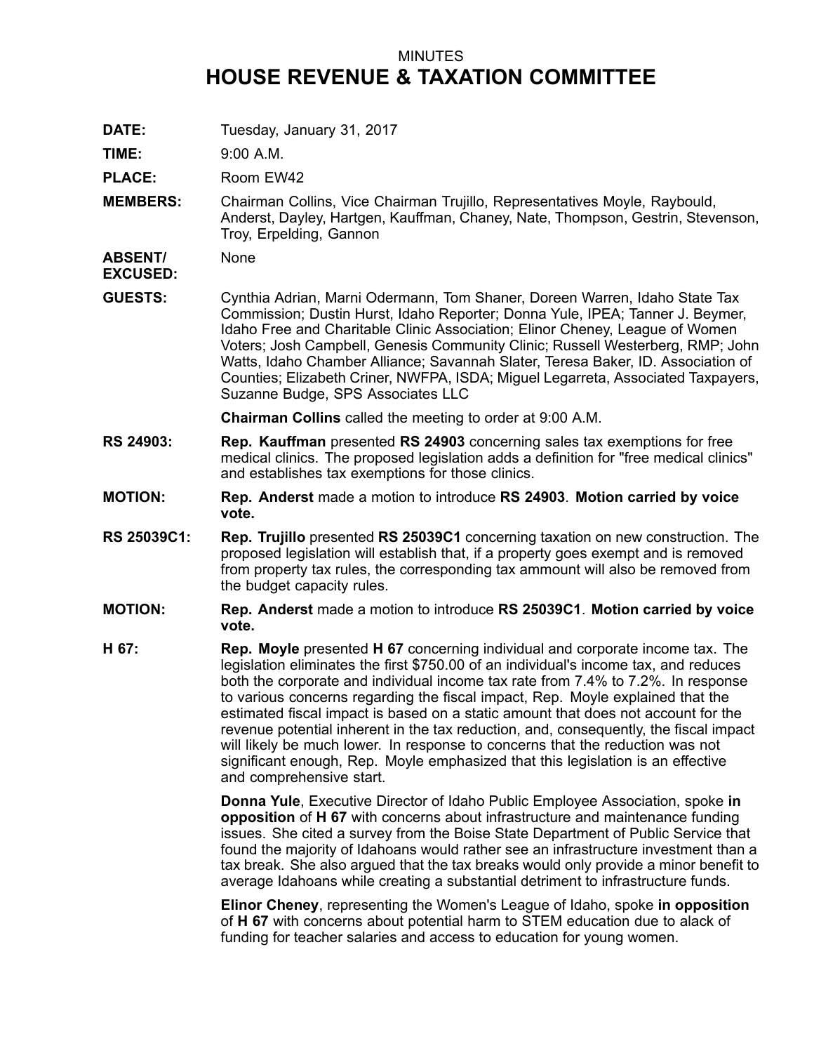MINUTES

# HOUSE REVENUE & TAXATION COMMITTEE

**DATE:** Tuesday, January 31, 2017

**TIME:** 9:00 A.M.

**PLACE:** Room EW42

**MEMBERS:** Chairman Collins, Vice Chairman Trujillo, Representatives Moyle, Raybould, Anderst, Dayley, Hartgen, Kauffman, Chaney, Nate, Thompson, Gestrin, Stevenson, Troy, Erpelding, Gannon

**ABSENT/ EXCUSED:** None

**GUESTS:** Cynthia Adrian, Marni Odermann, Tom Shaner, Doreen Warren, Idaho State Tax Commission; Dustin Hurst, Idaho Reporter; Donna Yule, IPEA; Tanner J. Beymer, Idaho Free and Charitable Clinic Association; Elinor Cheney, League of Women Voters; Josh Campbell, Genesis Community Clinic; Russell Westerberg, RMP; John Watts, Idaho Chamber Alliance; Savannah Slater, Teresa Baker, ID. Association of Counties; Elizabeth Criner, NWFPA, ISDA; Miguel Legarreta, Associated Taxpayers, Suzanne Budge, SPS Associates LLC

**Chairman Collins** called the meeting to order at 9:00 A.M.

**RS 24903:** **Rep. Kauffman** presented **RS 24903** concerning sales tax exemptions for free medical clinics. The proposed legislation adds a definition for "free medical clinics" and establishes tax exemptions for those clinics.

**MOTION:** **Rep. Anderst** made a motion to introduce **RS 24903**. **Motion carried by voice vote.**

**RS 25039C1:** **Rep. Trujillo** presented **RS 25039C1** concerning taxation on new construction. The proposed legislation will establish that, if a property goes exempt and is removed from property tax rules, the corresponding tax ammount will also be removed from the budget capacity rules.

**MOTION:** **Rep. Anderst** made a motion to introduce **RS 25039C1**. **Motion carried by voice vote.**

**H 67:** **Rep. Moyle** presented **H 67** concerning individual and corporate income tax. The legislation eliminates the first $750.00 of an individual's income tax, and reduces both the corporate and individual income tax rate from 7.4% to 7.2%. In response to various concerns regarding the fiscal impact, Rep. Moyle explained that the estimated fiscal impact is based on a static amount that does not account for the revenue potential inherent in the tax reduction, and, consequently, the fiscal impact will likely be much lower. In response to concerns that the reduction was not significant enough, Rep. Moyle emphasized that this legislation is an effective and comprehensive start.

**Donna Yule**, Executive Director of Idaho Public Employee Association, spoke **in opposition** of **H 67** with concerns about infrastructure and maintenance funding issues. She cited a survey from the Boise State Department of Public Service that found the majority of Idahoans would rather see an infrastructure investment than a tax break. She also argued that the tax breaks would only provide a minor benefit to average Idahoans while creating a substantial detriment to infrastructure funds.

**Elinor Cheney**, representing the Women's League of Idaho, spoke **in opposition** of **H 67** with concerns about potential harm to STEM education due to alack of funding for teacher salaries and access to education for young women.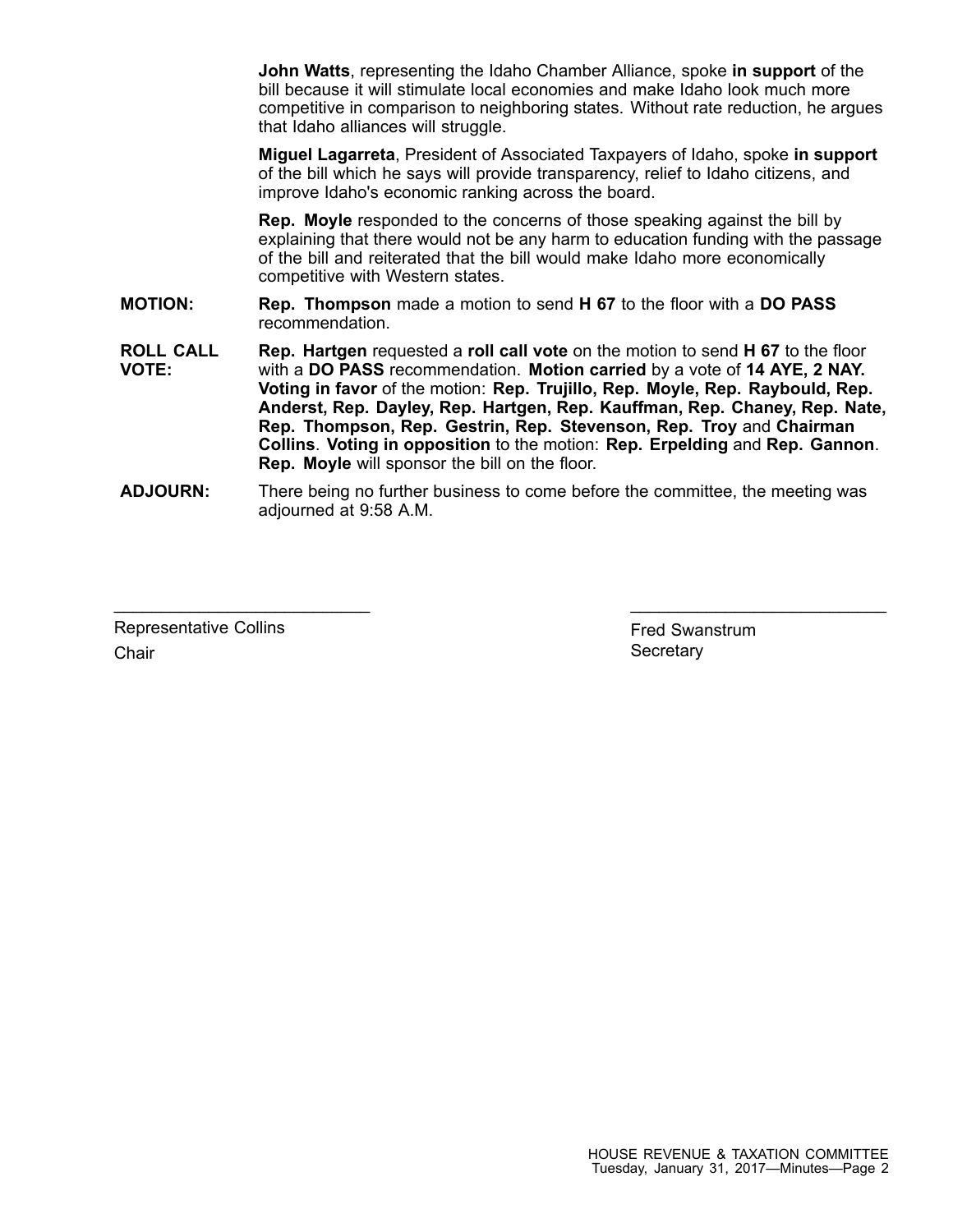**John Watts**, representing the Idaho Chamber Alliance, spoke **in support** of the bill because it will stimulate local economies and make Idaho look much more competitive in comparison to neighboring states. Without rate reduction, he argues that Idaho alliances will struggle.

**Miguel Lagarreta**, President of Associated Taxpayers of Idaho, spoke **in support** of the bill which he says will provide transparency, relief to Idaho citizens, and improve Idaho's economic ranking across the board.

**Rep. Moyle** responded to the concerns of those speaking against the bill by explaining that there would not be any harm to education funding with the passage of the bill and reiterated that the bill would make Idaho more economically competitive with Western states.

**MOTION:** **Rep. Thompson** made a motion to send **H 67** to the floor with a **DO PASS** recommendation.

**ROLL CALL VOTE:** **Rep. Hartgen** requested a **roll call vote** on the motion to send **H 67** to the floor with a **DO PASS** recommendation. **Motion carried** by a vote of **14 AYE, 2 NAY. Voting in favor** of the motion: **Rep. Trujillo, Rep. Moyle, Rep. Raybould, Rep. Anderst, Rep. Dayley, Rep. Hartgen, Rep. Kauffman, Rep. Chaney, Rep. Nate, Rep. Thompson, Rep. Gestrin, Rep. Stevenson, Rep. Troy** and **Chairman Collins**. **Voting in opposition** to the motion: **Rep. Erpelding** and **Rep. Gannon**. **Rep. Moyle** will sponsor the bill on the floor.

**ADJOURN:** There being no further business to come before the committee, the meeting was adjourned at 9:58 A.M.

___________________________
Representative Collins
Chair

___________________________
Fred Swanstrum
Secretary